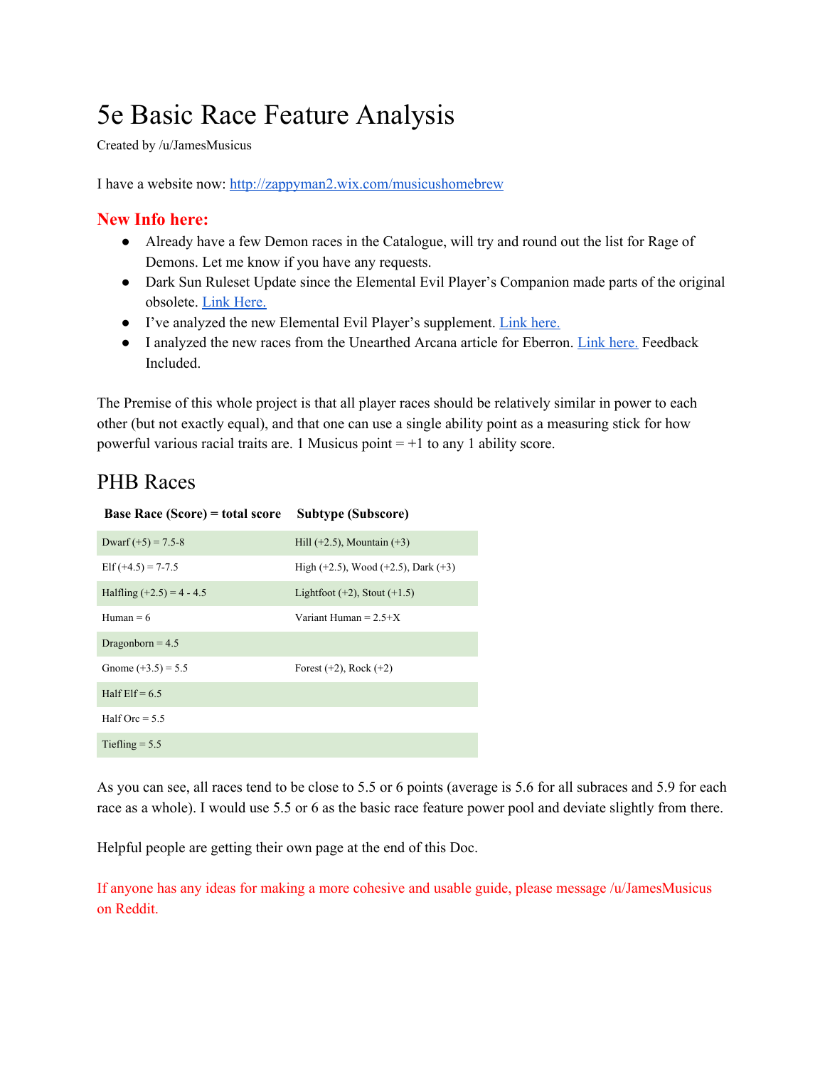# 5e Basic Race Feature Analysis

Created by /u/JamesMusicus

I have a website now: [http://zappyman2.wix.com/musicushomebrew](http://zappyman2.wix.com/musicushomebrew)

### New Info here:

- Already have a few Demon races in the Catalogue, will try and round out the list for Rage of Demons. Let me know if you have any requests.
- Dark Sun Ruleset Update since the Elemental Evil Player's Companion made parts of the original obsolete. Link Here.
- I've analyzed the new Elemental Evil Player's supplement. Link here.
- I analyzed the new races from the Unearthed Arcana article for Eberron. Link here. Feedback Included.

The Premise of this whole project is that all player races should be relatively similar in power to each other (but not exactly equal), and that one can use a single ability point as a measuring stick for how powerful various racial traits are. 1 Musicus point = +1 to any 1 ability score.

## PHB Races

| Base Race (Score) = total score | Subtype (Subscore) |
|---|---|
| Dwarf (+5) = 7.5-8 | Hill (+2.5), Mountain (+3) |
| Elf (+4.5) = 7-7.5 | High (+2.5), Wood (+2.5), Dark (+3) |
| Halfling (+2.5) = 4 - 4.5 | Lightfoot (+2), Stout (+1.5) |
| Human = 6 | Variant Human = 2.5+X |
| Dragonborn = 4.5 | |
| Gnome (+3.5) = 5.5 | Forest (+2), Rock (+2) |
| Half Elf = 6.5 | |
| Half Orc = 5.5 | |
| Tiefling = 5.5 | |

As you can see, all races tend to be close to 5.5 or 6 points (average is 5.6 for all subraces and 5.9 for each race as a whole). I would use 5.5 or 6 as the basic race feature power pool and deviate slightly from there.

Helpful people are getting their own page at the end of this Doc.

If anyone has any ideas for making a more cohesive and usable guide, please message /u/JamesMusicus on Reddit.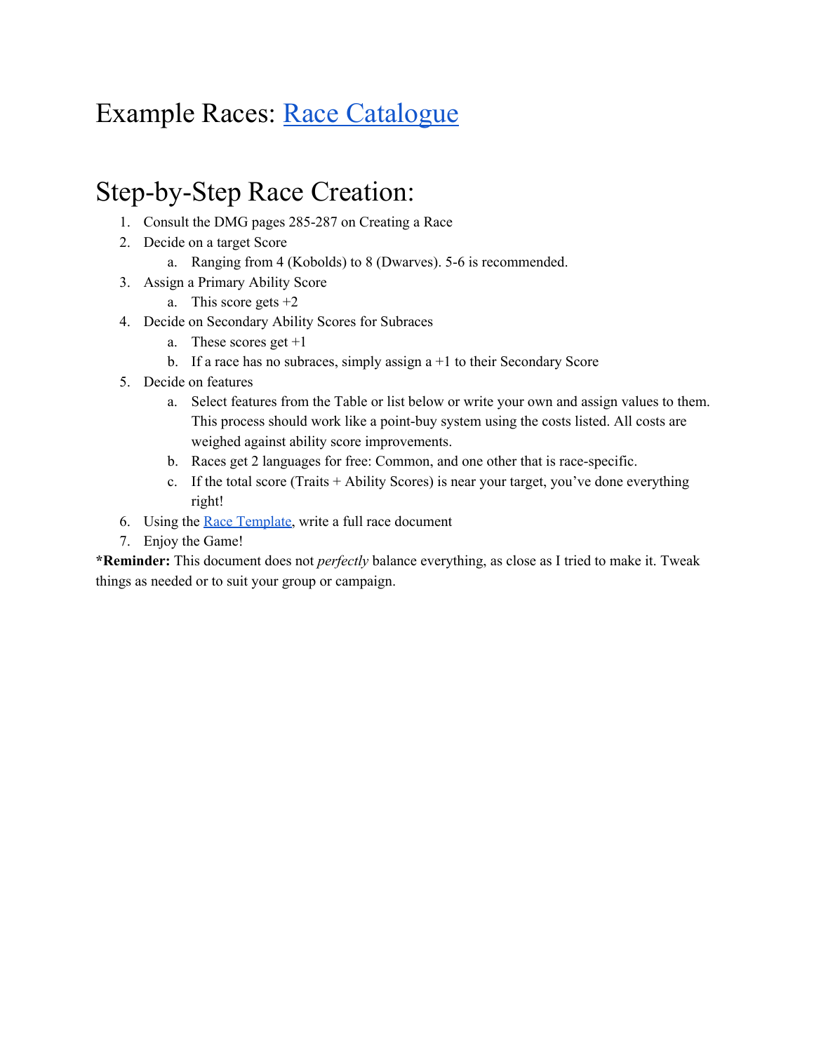# Example Races: [Race Catalogue]

# Step-by-Step Race Creation:

1. Consult the DMG pages 285-287 on Creating a Race
2. Decide on a target Score
   a. Ranging from 4 (Kobolds) to 8 (Dwarves). 5-6 is recommended.
3. Assign a Primary Ability Score
   a. This score gets +2
4. Decide on Secondary Ability Scores for Subraces
   a. These scores get +1
   b. If a race has no subraces, simply assign a +1 to their Secondary Score
5. Decide on features
   a. Select features from the Table or list below or write your own and assign values to them. This process should work like a point-buy system using the costs listed. All costs are weighed against ability score improvements.
   b. Races get 2 languages for free: Common, and one other that is race-specific.
   c. If the total score (Traits + Ability Scores) is near your target, you've done everything right!
6. Using the [Race Template], write a full race document
7. Enjoy the Game!

***Reminder:** This document does not *perfectly* balance everything, as close as I tried to make it. Tweak things as needed or to suit your group or campaign.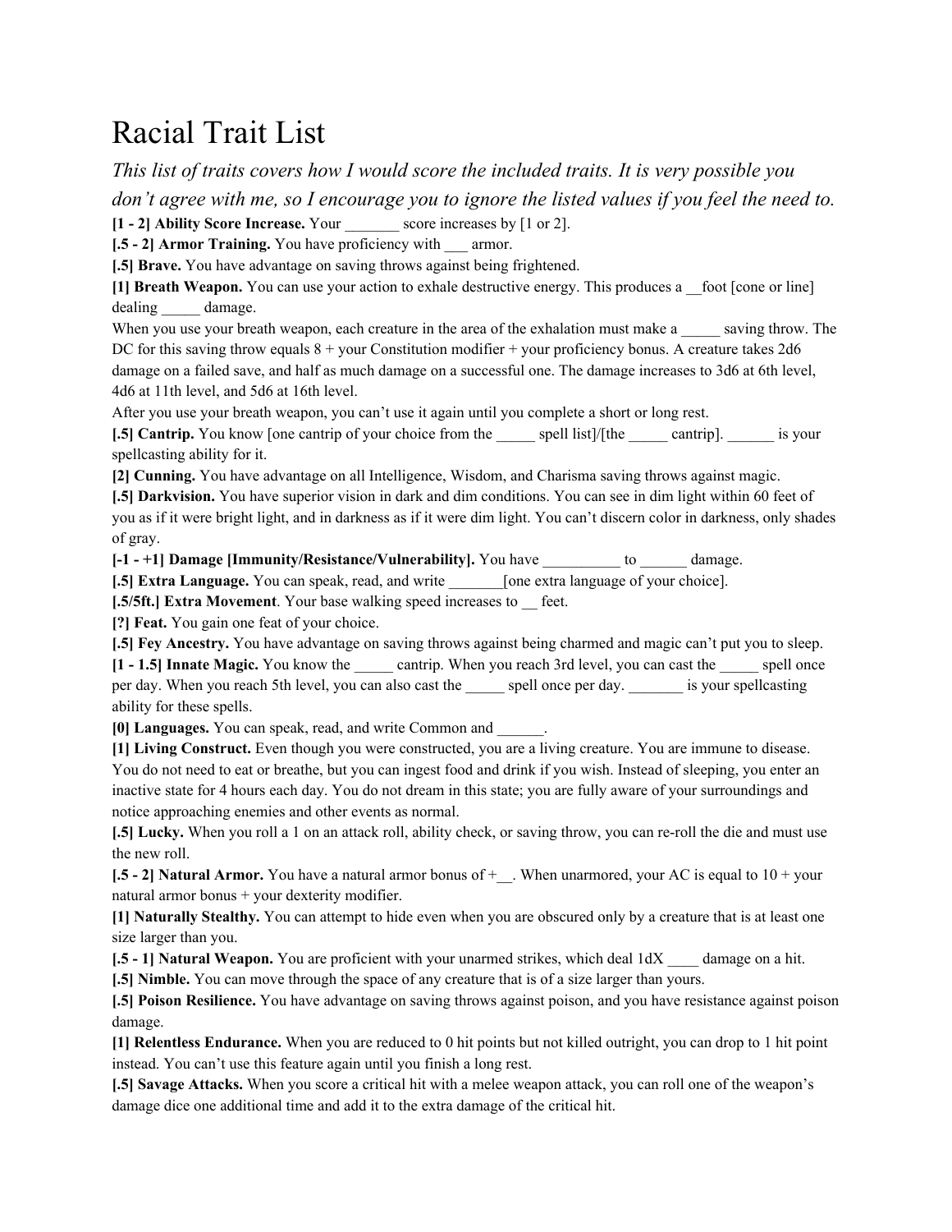# Racial Trait List

*This list of traits covers how I would score the included traits. It is very possible you don't agree with me, so I encourage you to ignore the listed values if you feel the need to.*

**[1 - 2] Ability Score Increase.** Your _______ score increases by [1 or 2].

**[.5 - 2] Armor Training.** You have proficiency with ___ armor.

**[.5] Brave.** You have advantage on saving throws against being frightened.

**[1] Breath Weapon.** You can use your action to exhale destructive energy. This produces a __foot [cone or line] dealing _____ damage.

When you use your breath weapon, each creature in the area of the exhalation must make a _____ saving throw. The DC for this saving throw equals 8 + your Constitution modifier + your proficiency bonus. A creature takes 2d6 damage on a failed save, and half as much damage on a successful one. The damage increases to 3d6 at 6th level, 4d6 at 11th level, and 5d6 at 16th level.

After you use your breath weapon, you can't use it again until you complete a short or long rest.

**[.5] Cantrip.** You know [one cantrip of your choice from the _____ spell list]/[the _____ cantrip]. ______ is your spellcasting ability for it.

**[2] Cunning.** You have advantage on all Intelligence, Wisdom, and Charisma saving throws against magic.

**[.5] Darkvision.** You have superior vision in dark and dim conditions. You can see in dim light within 60 feet of you as if it were bright light, and in darkness as if it were dim light. You can't discern color in darkness, only shades of gray.

**[-1 - +1] Damage [Immunity/Resistance/Vulnerability].** You have __________ to ______ damage.

**[.5] Extra Language.** You can speak, read, and write _______[one extra language of your choice].

**[.5/5ft.] Extra Movement**. Your base walking speed increases to __ feet.

**[?] Feat.** You gain one feat of your choice.

**[.5] Fey Ancestry.** You have advantage on saving throws against being charmed and magic can't put you to sleep.

**[1 - 1.5] Innate Magic.** You know the _____ cantrip. When you reach 3rd level, you can cast the _____ spell once per day. When you reach 5th level, you can also cast the _____ spell once per day. _______ is your spellcasting ability for these spells.

**[0] Languages.** You can speak, read, and write Common and ______.

**[1] Living Construct.** Even though you were constructed, you are a living creature. You are immune to disease. You do not need to eat or breathe, but you can ingest food and drink if you wish. Instead of sleeping, you enter an inactive state for 4 hours each day. You do not dream in this state; you are fully aware of your surroundings and notice approaching enemies and other events as normal.

**[.5] Lucky.** When you roll a 1 on an attack roll, ability check, or saving throw, you can re-roll the die and must use the new roll.

**[.5 - 2] Natural Armor.** You have a natural armor bonus of +__. When unarmored, your AC is equal to 10 + your natural armor bonus + your dexterity modifier.

**[1] Naturally Stealthy.** You can attempt to hide even when you are obscured only by a creature that is at least one size larger than you.

**[.5 - 1] Natural Weapon.** You are proficient with your unarmed strikes, which deal 1dX ____ damage on a hit.

**[.5] Nimble.** You can move through the space of any creature that is of a size larger than yours.

**[.5] Poison Resilience.** You have advantage on saving throws against poison, and you have resistance against poison damage.

**[1] Relentless Endurance.** When you are reduced to 0 hit points but not killed outright, you can drop to 1 hit point instead. You can't use this feature again until you finish a long rest.

**[.5] Savage Attacks.** When you score a critical hit with a melee weapon attack, you can roll one of the weapon's damage dice one additional time and add it to the extra damage of the critical hit.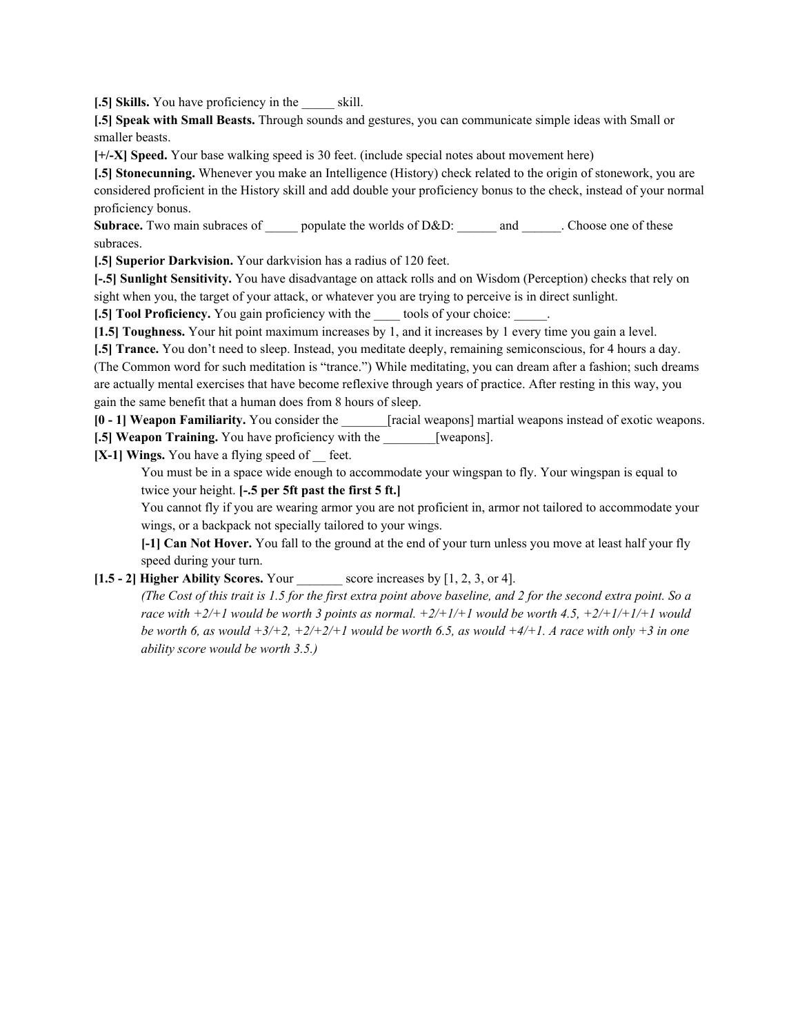**[.5] Skills.** You have proficiency in the _____ skill.

**[.5] Speak with Small Beasts.** Through sounds and gestures, you can communicate simple ideas with Small or smaller beasts.

**[+/-X] Speed.** Your base walking speed is 30 feet. (include special notes about movement here)

**[.5] Stonecunning.** Whenever you make an Intelligence (History) check related to the origin of stonework, you are considered proficient in the History skill and add double your proficiency bonus to the check, instead of your normal proficiency bonus.

**Subrace.** Two main subraces of _____ populate the worlds of D&D: ______ and ______. Choose one of these subraces.

**[.5] Superior Darkvision.** Your darkvision has a radius of 120 feet.

**[-.5] Sunlight Sensitivity.** You have disadvantage on attack rolls and on Wisdom (Perception) checks that rely on sight when you, the target of your attack, or whatever you are trying to perceive is in direct sunlight.

**[.5] Tool Proficiency.** You gain proficiency with the ____ tools of your choice: _____.

**[1.5] Toughness.** Your hit point maximum increases by 1, and it increases by 1 every time you gain a level.

**[.5] Trance.** You don't need to sleep. Instead, you meditate deeply, remaining semiconscious, for 4 hours a day. (The Common word for such meditation is "trance.") While meditating, you can dream after a fashion; such dreams are actually mental exercises that have become reflexive through years of practice. After resting in this way, you gain the same benefit that a human does from 8 hours of sleep.

**[0 - 1] Weapon Familiarity.** You consider the _______[racial weapons] martial weapons instead of exotic weapons.

**[.5] Weapon Training.** You have proficiency with the ________[weapons].

**[X-1] Wings.** You have a flying speed of __ feet.

> You must be in a space wide enough to accommodate your wingspan to fly. Your wingspan is equal to twice your height. **[-.5 per 5ft past the first 5 ft.]**
>
> You cannot fly if you are wearing armor you are not proficient in, armor not tailored to accommodate your wings, or a backpack not specially tailored to your wings.
>
> **[-1] Can Not Hover.** You fall to the ground at the end of your turn unless you move at least half your fly speed during your turn.

**[1.5 - 2] Higher Ability Scores.** Your _______ score increases by [1, 2, 3, or 4].

> *(The Cost of this trait is 1.5 for the first extra point above baseline, and 2 for the second extra point. So a race with +2/+1 would be worth 3 points as normal. +2/+1/+1 would be worth 4.5, +2/+1/+1/+1 would be worth 6, as would +3/+2, +2/+2/+1 would be worth 6.5, as would +4/+1. A race with only +3 in one ability score would be worth 3.5.)*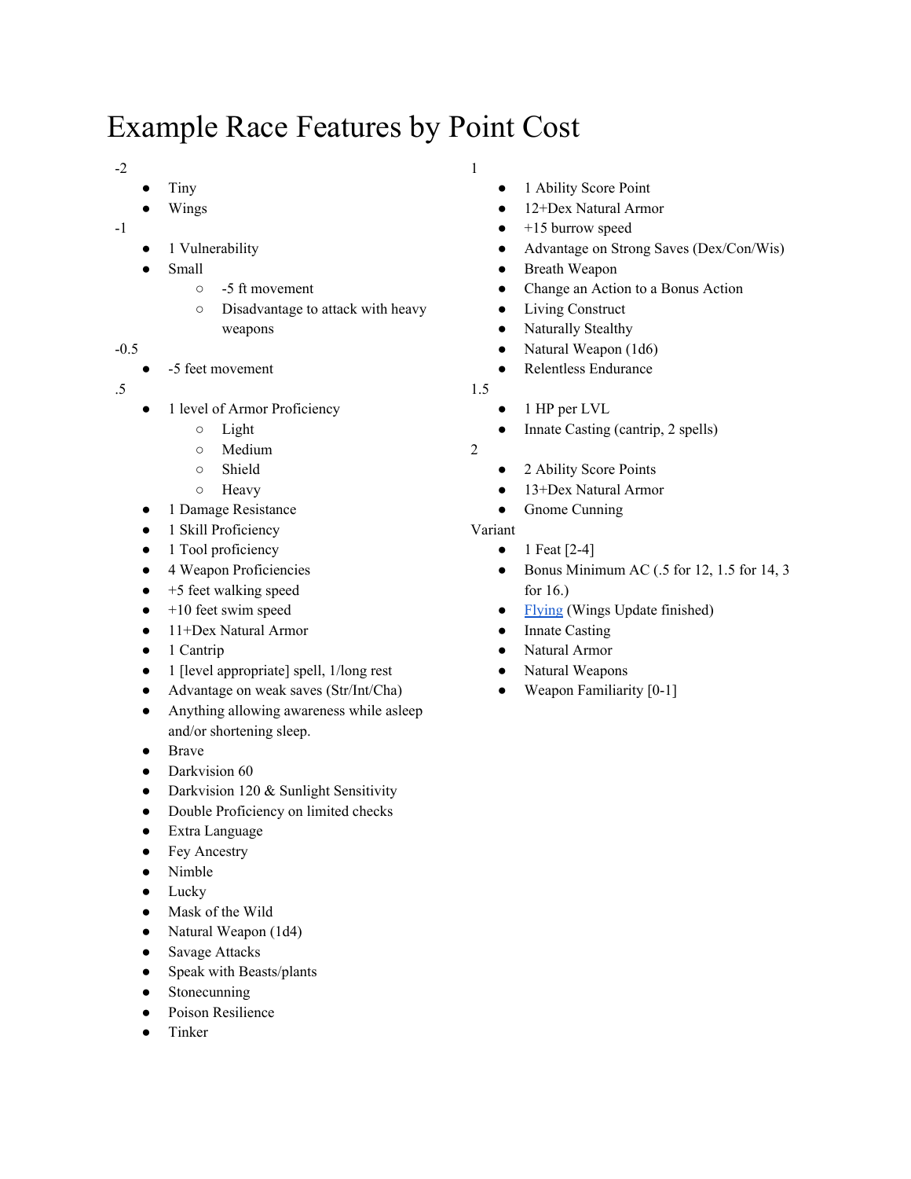# Example Race Features by Point Cost

-2

- Tiny
- Wings

-1

- 1 Vulnerability
- Small
  - -5 ft movement
  - Disadvantage to attack with heavy weapons

-0.5

- -5 feet movement

.5

- 1 level of Armor Proficiency
  - Light
  - Medium
  - Shield
  - Heavy
- 1 Damage Resistance
- 1 Skill Proficiency
- 1 Tool proficiency
- 4 Weapon Proficiencies
- +5 feet walking speed
- +10 feet swim speed
- 11+Dex Natural Armor
- 1 Cantrip
- 1 [level appropriate] spell, 1/long rest
- Advantage on weak saves (Str/Int/Cha)
- Anything allowing awareness while asleep and/or shortening sleep.
- Brave
- Darkvision 60
- Darkvision 120 & Sunlight Sensitivity
- Double Proficiency on limited checks
- Extra Language
- Fey Ancestry
- Nimble
- Lucky
- Mask of the Wild
- Natural Weapon (1d4)
- Savage Attacks
- Speak with Beasts/plants
- Stonecunning
- Poison Resilience
- Tinker

1

- 1 Ability Score Point
- 12+Dex Natural Armor
- +15 burrow speed
- Advantage on Strong Saves (Dex/Con/Wis)
- Breath Weapon
- Change an Action to a Bonus Action
- Living Construct
- Naturally Stealthy
- Natural Weapon (1d6)
- Relentless Endurance

1.5

- 1 HP per LVL
- Innate Casting (cantrip, 2 spells)

2

- 2 Ability Score Points
- 13+Dex Natural Armor
- Gnome Cunning

Variant

- 1 Feat [2-4]
- Bonus Minimum AC (.5 for 12, 1.5 for 14, 3 for 16.)
- Flying (Wings Update finished)
- Innate Casting
- Natural Armor
- Natural Weapons
- Weapon Familiarity [0-1]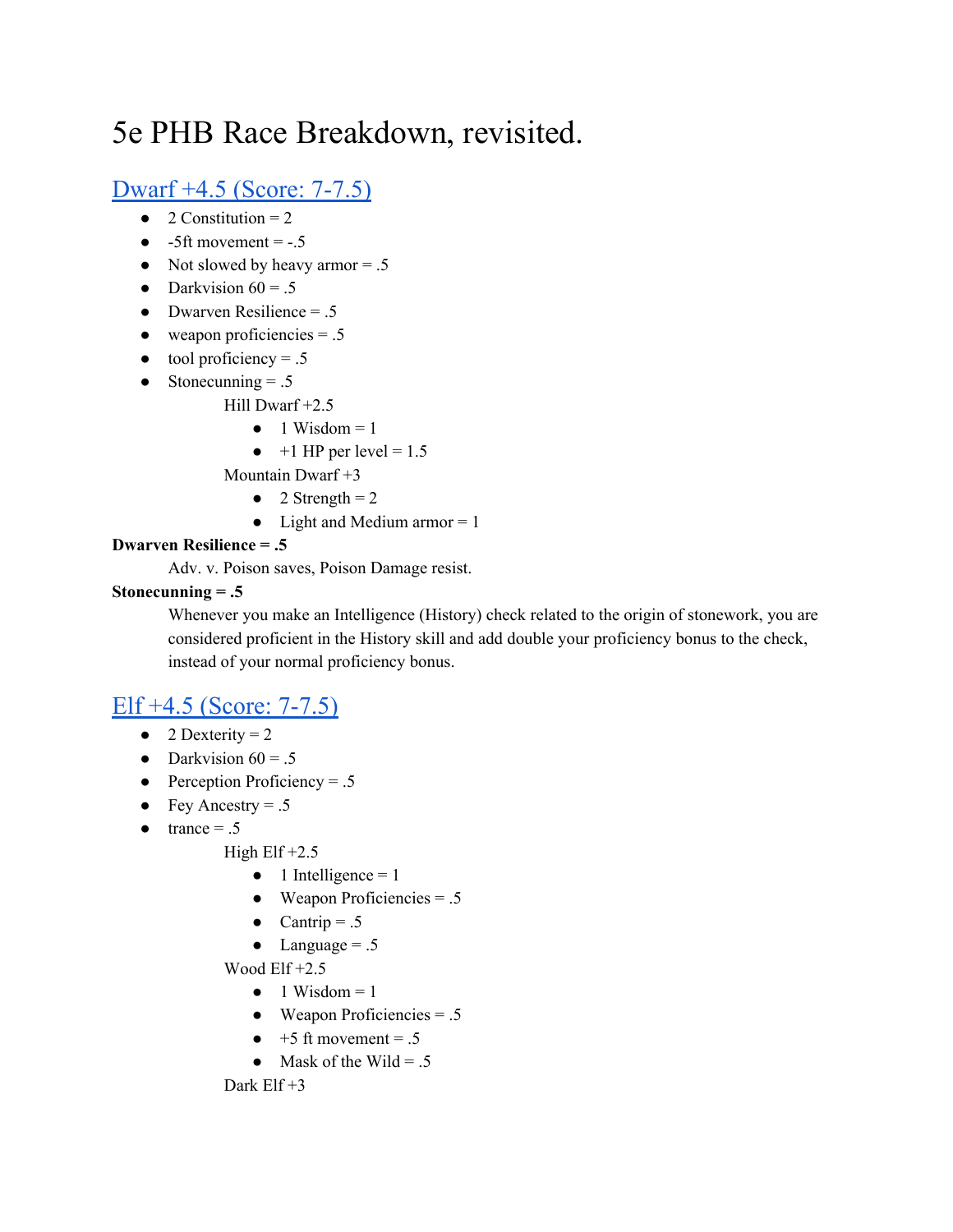# 5e PHB Race Breakdown, revisited.

## Dwarf +4.5 (Score: 7-7.5)

- 2 Constitution = 2
- -5ft movement = -.5
- Not slowed by heavy armor = .5
- Darkvision 60 = .5
- Dwarven Resilience = .5
- weapon proficiencies = .5
- tool proficiency = .5
- Stonecunning = .5

Hill Dwarf +2.5

- 1 Wisdom = 1
- +1 HP per level = 1.5

Mountain Dwarf +3

- 2 Strength = 2
- Light and Medium armor = 1

**Dwarven Resilience = .5**

Adv. v. Poison saves, Poison Damage resist.

**Stonecunning = .5**

Whenever you make an Intelligence (History) check related to the origin of stonework, you are considered proficient in the History skill and add double your proficiency bonus to the check, instead of your normal proficiency bonus.

## Elf +4.5 (Score: 7-7.5)

- 2 Dexterity = 2
- Darkvision 60 = .5
- Perception Proficiency = .5
- Fey Ancestry = .5
- trance = .5

High Elf +2.5

- 1 Intelligence = 1
- Weapon Proficiencies = .5
- Cantrip = .5
- Language = .5

Wood Elf +2.5

- 1 Wisdom = 1
- Weapon Proficiencies = .5
- +5 ft movement = .5
- Mask of the Wild = .5

Dark Elf +3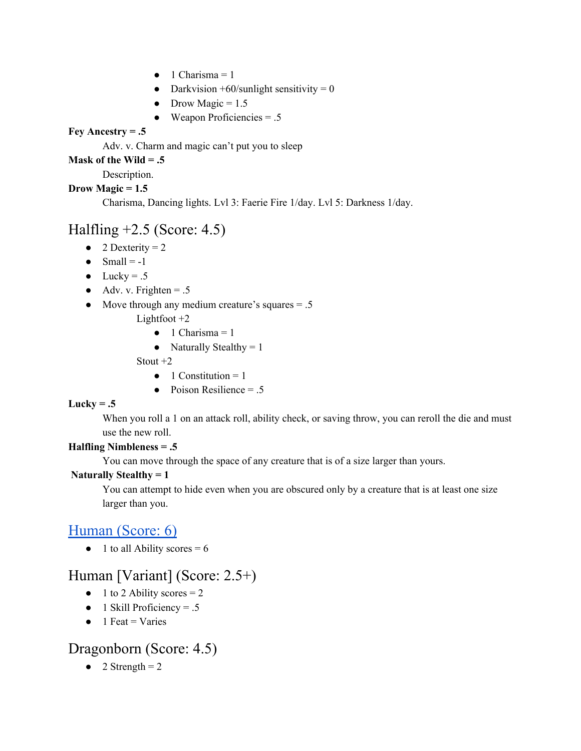- 1 Charisma = 1
- Darkvision +60/sunlight sensitivity = 0
- Drow Magic = 1.5
- Weapon Proficiencies = .5

**Fey Ancestry = .5**

Adv. v. Charm and magic can't put you to sleep

**Mask of the Wild = .5**

Description.

**Drow Magic = 1.5**

Charisma, Dancing lights. Lvl 3: Faerie Fire 1/day. Lvl 5: Darkness 1/day.

## Halfling +2.5 (Score: 4.5)

- 2 Dexterity = 2
- Small = -1
- Lucky = .5
- Adv. v. Frighten = .5
- Move through any medium creature's squares = .5

Lightfoot +2

- 1 Charisma = 1
- Naturally Stealthy = 1

Stout +2

- 1 Constitution = 1
- Poison Resilience = .5

**Lucky = .5**

When you roll a 1 on an attack roll, ability check, or saving throw, you can reroll the die and must use the new roll.

**Halfling Nimbleness = .5**

You can move through the space of any creature that is of a size larger than yours.

**Naturally Stealthy = 1**

You can attempt to hide even when you are obscured only by a creature that is at least one size larger than you.

## Human (Score: 6)

- 1 to all Ability scores = 6

## Human [Variant] (Score: 2.5+)

- 1 to 2 Ability scores = 2
- 1 Skill Proficiency = .5
- 1 Feat = Varies

## Dragonborn (Score: 4.5)

- 2 Strength = 2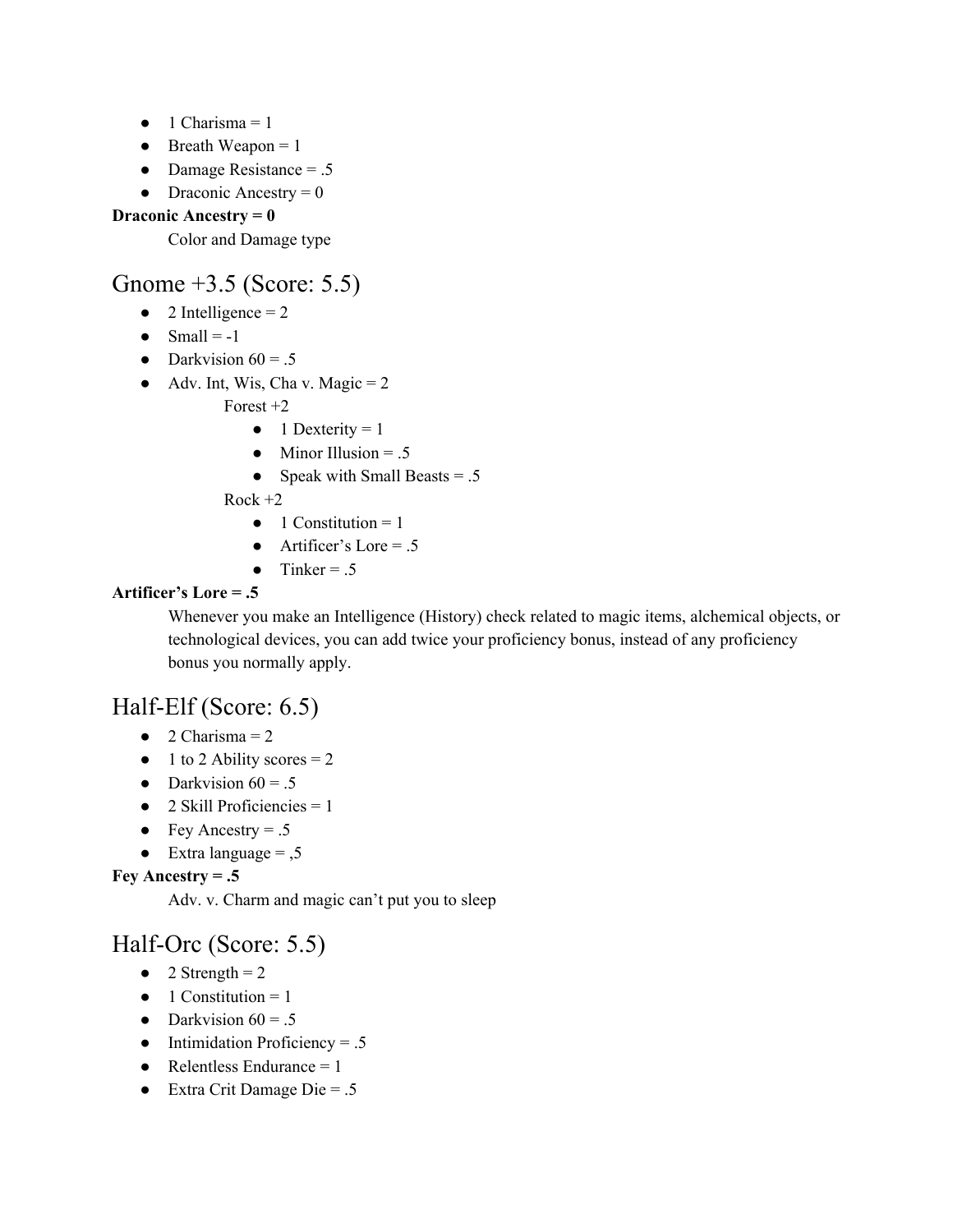- 1 Charisma = 1
- Breath Weapon = 1
- Damage Resistance = .5
- Draconic Ancestry = 0

**Draconic Ancestry = 0**

Color and Damage type

## Gnome +3.5 (Score: 5.5)

- 2 Intelligence = 2
- Small = -1
- Darkvision 60 = .5
- Adv. Int, Wis, Cha v. Magic = 2

Forest +2

- 1 Dexterity = 1
- Minor Illusion = .5
- Speak with Small Beasts = .5

Rock +2

- 1 Constitution = 1
- Artificer's Lore = .5
- Tinker = .5

**Artificer's Lore = .5**

Whenever you make an Intelligence (History) check related to magic items, alchemical objects, or technological devices, you can add twice your proficiency bonus, instead of any proficiency bonus you normally apply.

## Half-Elf (Score: 6.5)

- 2 Charisma = 2
- 1 to 2 Ability scores = 2
- Darkvision 60 = .5
- 2 Skill Proficiencies = 1
- Fey Ancestry = .5
- Extra language = ,5

**Fey Ancestry = .5**

Adv. v. Charm and magic can't put you to sleep

## Half-Orc (Score: 5.5)

- 2 Strength = 2
- 1 Constitution = 1
- Darkvision 60 = .5
- Intimidation Proficiency = .5
- Relentless Endurance = 1
- Extra Crit Damage Die = .5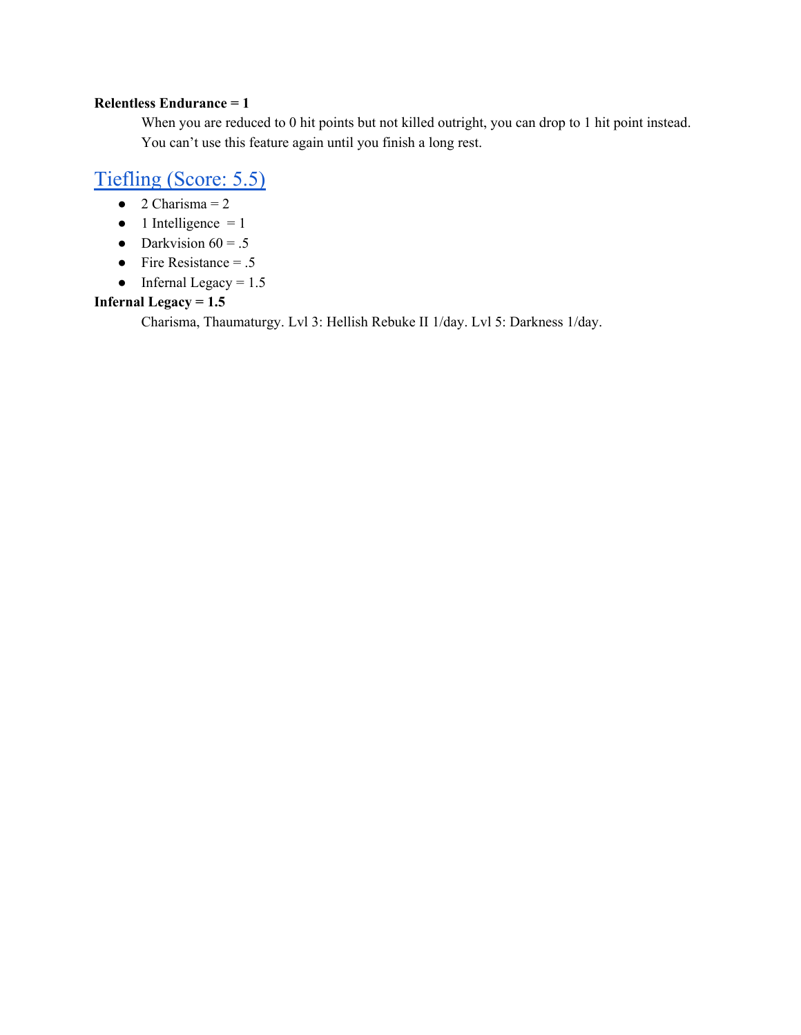**Relentless Endurance = 1**

When you are reduced to 0 hit points but not killed outright, you can drop to 1 hit point instead. You can't use this feature again until you finish a long rest.

## Tiefling (Score: 5.5)

- 2 Charisma = 2
- 1 Intelligence = 1
- Darkvision 60 = .5
- Fire Resistance = .5
- Infernal Legacy = 1.5

**Infernal Legacy = 1.5**

Charisma, Thaumaturgy. Lvl 3: Hellish Rebuke II 1/day. Lvl 5: Darkness 1/day.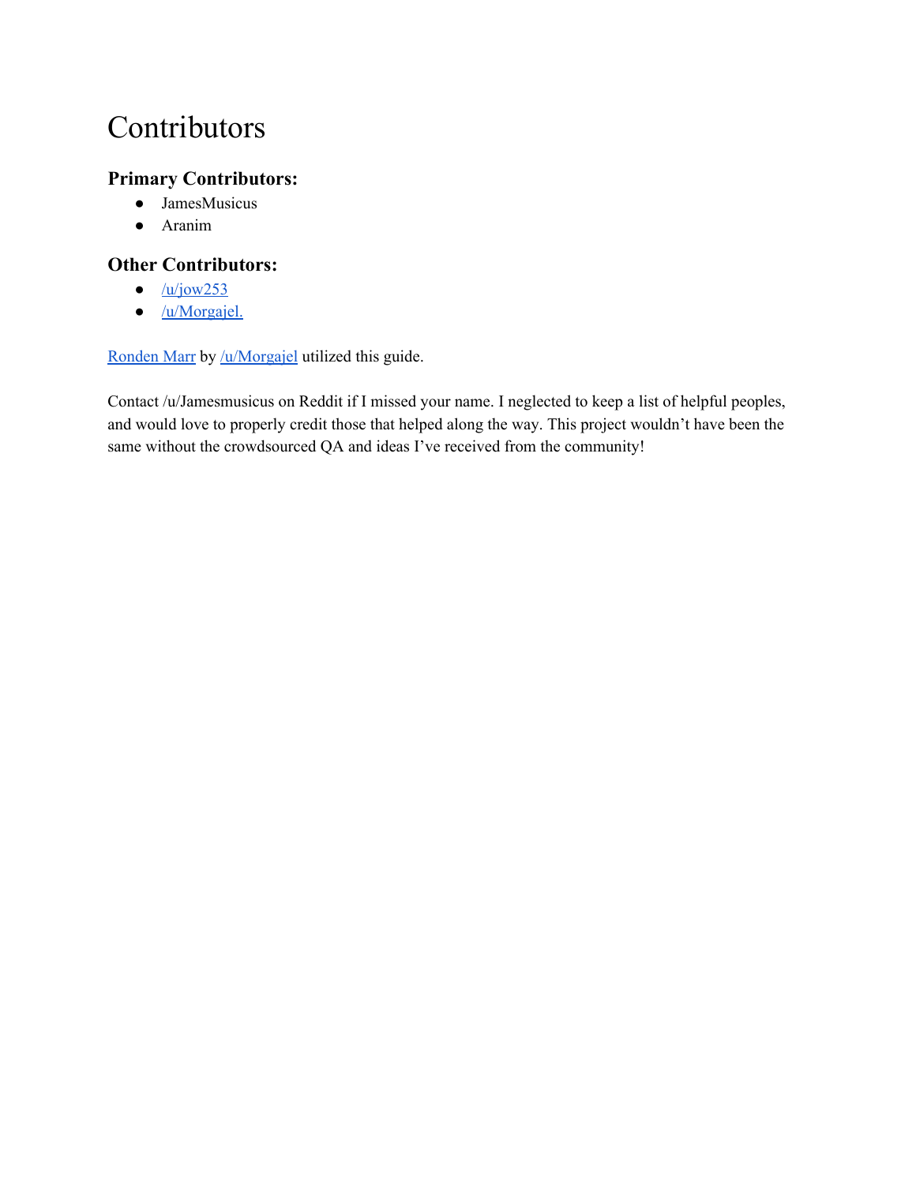# Contributors

### Primary Contributors:

- JamesMusicus
- Aranim

### Other Contributors:

- /u/jow253
- /u/Morgajel.

Ronden Marr by /u/Morgajel utilized this guide.

Contact /u/Jamesmusicus on Reddit if I missed your name. I neglected to keep a list of helpful peoples, and would love to properly credit those that helped along the way. This project wouldn't have been the same without the crowdsourced QA and ideas I've received from the community!